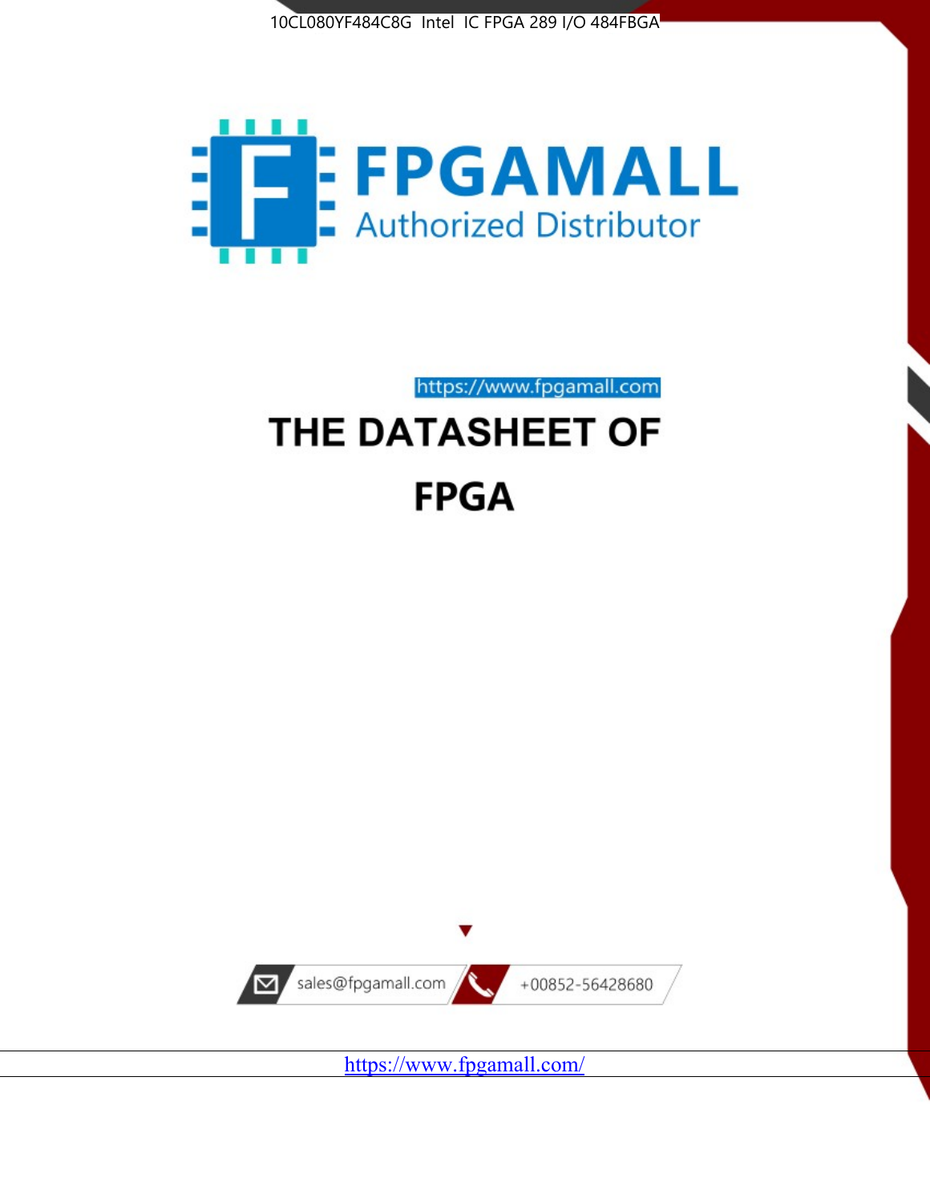10CL080YF484C8G Intel IC FPGA 289 I/O 484FBGA

FPGAMALL

Authorized Distributor

https://www.fpgamall.com

# THE DATASHEET OF

# FPGA

sales@fpgamall.com

+00852-56428680

https://www.fpgamall.com/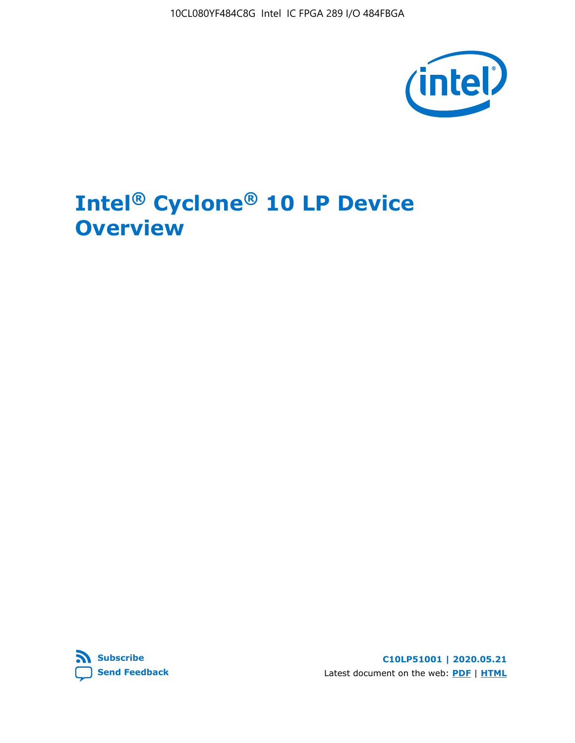# Intel® Cyclone® 10 LP Device Overview

C10LP51001 | 2020.05.21

Latest document on the web: **PDF** | **HTML**

**Subscribe**

**Send Feedback**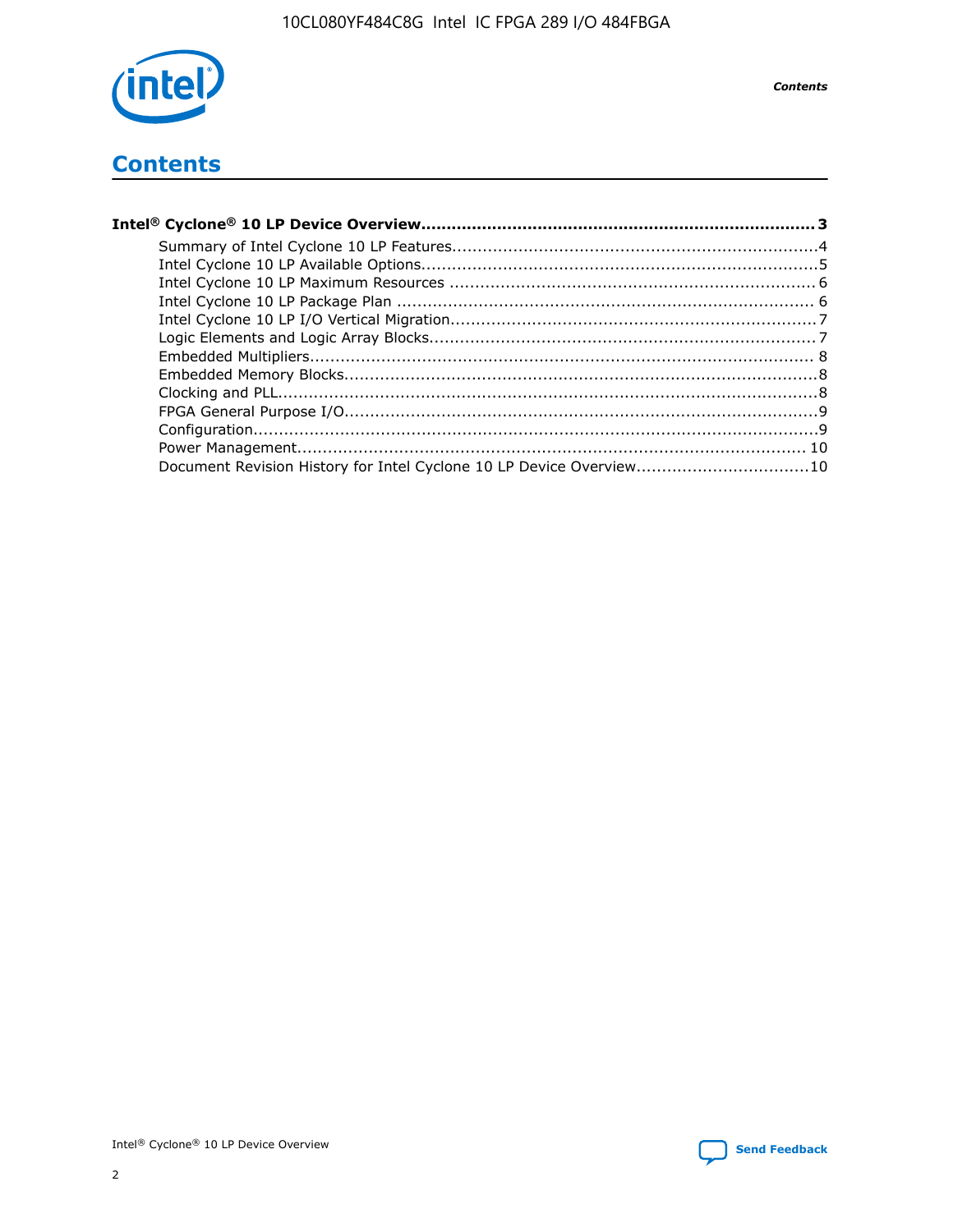# Contents

**Intel® Cyclone® 10 LP Device Overview....................................................................... 3**

- Summary of Intel Cyclone 10 LP Features.......................................................................4
- Intel Cyclone 10 LP Available Options.............................................................................5
- Intel Cyclone 10 LP Maximum Resources ....................................................................... 6
- Intel Cyclone 10 LP Package Plan ................................................................................. 6
- Intel Cyclone 10 LP I/O Vertical Migration.......................................................................7
- Logic Elements and Logic Array Blocks...........................................................................7
- Embedded Multipliers.................................................................................................. 8
- Embedded Memory Blocks............................................................................................8
- Clocking and PLL.........................................................................................................8
- FPGA General Purpose I/O............................................................................................9
- Configuration...............................................................................................................9
- Power Management.................................................................................................. 10
- Document Revision History for Intel Cyclone 10 LP Device Overview..................................10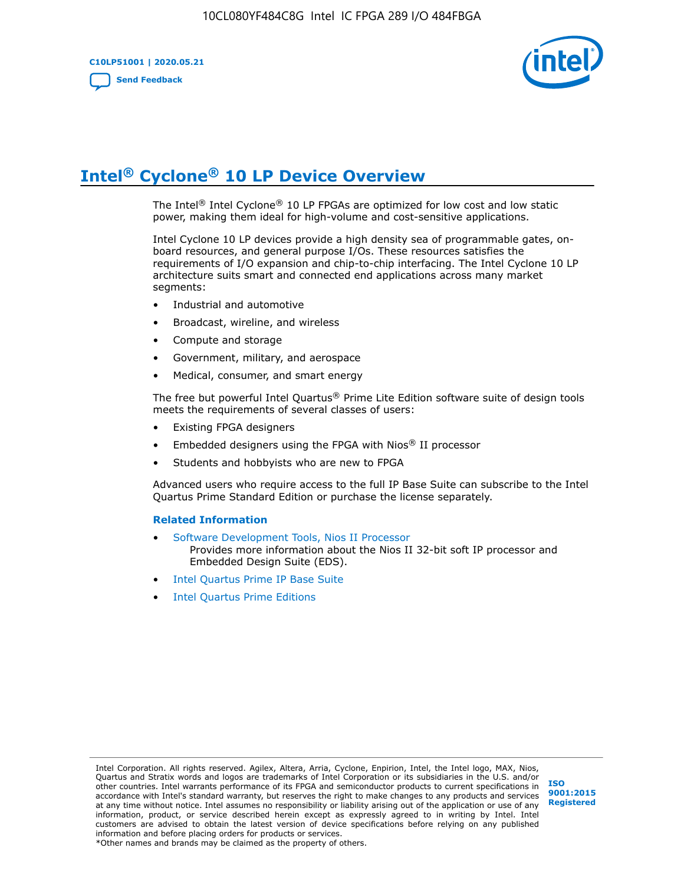# Intel® Cyclone® 10 LP Device Overview

The Intel® Intel Cyclone® 10 LP FPGAs are optimized for low cost and low static power, making them ideal for high-volume and cost-sensitive applications.

Intel Cyclone 10 LP devices provide a high density sea of programmable gates, on-board resources, and general purpose I/Os. These resources satisfies the requirements of I/O expansion and chip-to-chip interfacing. The Intel Cyclone 10 LP architecture suits smart and connected end applications across many market segments:

- Industrial and automotive
- Broadcast, wireline, and wireless
- Compute and storage
- Government, military, and aerospace
- Medical, consumer, and smart energy

The free but powerful Intel Quartus® Prime Lite Edition software suite of design tools meets the requirements of several classes of users:

- Existing FPGA designers
- Embedded designers using the FPGA with Nios® II processor
- Students and hobbyists who are new to FPGA

Advanced users who require access to the full IP Base Suite can subscribe to the Intel Quartus Prime Standard Edition or purchase the license separately.

**Related Information**

- Software Development Tools, Nios II Processor
  Provides more information about the Nios II 32-bit soft IP processor and Embedded Design Suite (EDS).
- Intel Quartus Prime IP Base Suite
- Intel Quartus Prime Editions

Intel Corporation. All rights reserved. Agilex, Altera, Arria, Cyclone, Enpirion, Intel, the Intel logo, MAX, Nios, Quartus and Stratix words and logos are trademarks of Intel Corporation or its subsidiaries in the U.S. and/or other countries. Intel warrants performance of its FPGA and semiconductor products to current specifications in accordance with Intel's standard warranty, but reserves the right to make changes to any products and services at any time without notice. Intel assumes no responsibility or liability arising out of the application or use of any information, product, or service described herein except as expressly agreed to in writing by Intel. Intel customers are advised to obtain the latest version of device specifications before relying on any published information and before placing orders for products or services.
*Other names and brands may be claimed as the property of others.

ISO 9001:2015 Registered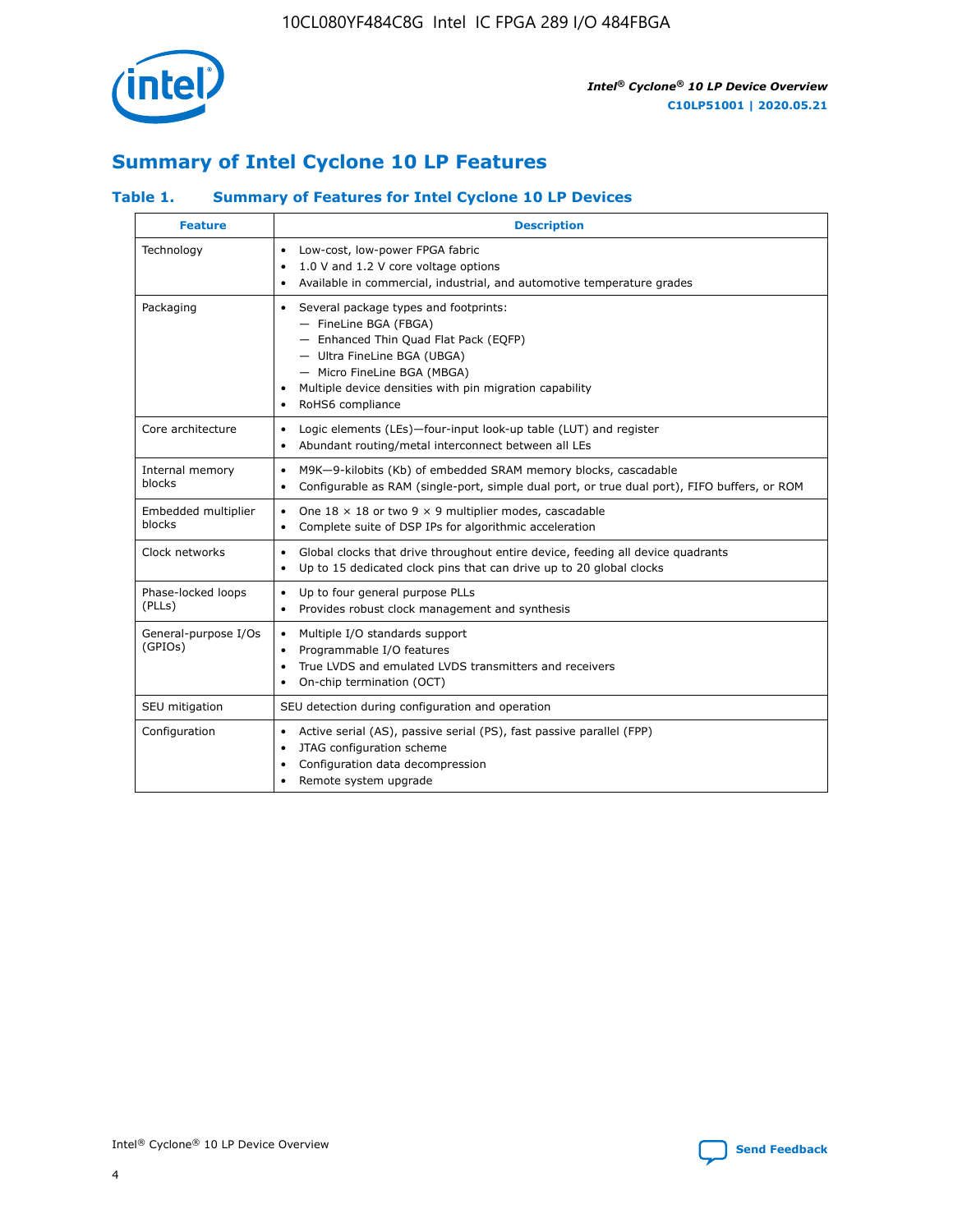## Summary of Intel Cyclone 10 LP Features

### Table 1. Summary of Features for Intel Cyclone 10 LP Devices

| Feature | Description |
| --- | --- |
| Technology | • Low-cost, low-power FPGA fabric<br>• 1.0 V and 1.2 V core voltage options<br>• Available in commercial, industrial, and automotive temperature grades |
| Packaging | • Several package types and footprints:<br>— FineLine BGA (FBGA)<br>— Enhanced Thin Quad Flat Pack (EQFP)<br>— Ultra FineLine BGA (UBGA)<br>— Micro FineLine BGA (MBGA)<br>• Multiple device densities with pin migration capability<br>• RoHS6 compliance |
| Core architecture | • Logic elements (LEs)—four-input look-up table (LUT) and register<br>• Abundant routing/metal interconnect between all LEs |
| Internal memory blocks | • M9K—9-kilobits (Kb) of embedded SRAM memory blocks, cascadable<br>• Configurable as RAM (single-port, simple dual port, or true dual port), FIFO buffers, or ROM |
| Embedded multiplier blocks | • One 18 × 18 or two 9 × 9 multiplier modes, cascadable<br>• Complete suite of DSP IPs for algorithmic acceleration |
| Clock networks | • Global clocks that drive throughout entire device, feeding all device quadrants<br>• Up to 15 dedicated clock pins that can drive up to 20 global clocks |
| Phase-locked loops (PLLs) | • Up to four general purpose PLLs<br>• Provides robust clock management and synthesis |
| General-purpose I/Os (GPIOs) | • Multiple I/O standards support<br>• Programmable I/O features<br>• True LVDS and emulated LVDS transmitters and receivers<br>• On-chip termination (OCT) |
| SEU mitigation | SEU detection during configuration and operation |
| Configuration | • Active serial (AS), passive serial (PS), fast passive parallel (FPP)<br>• JTAG configuration scheme<br>• Configuration data decompression<br>• Remote system upgrade |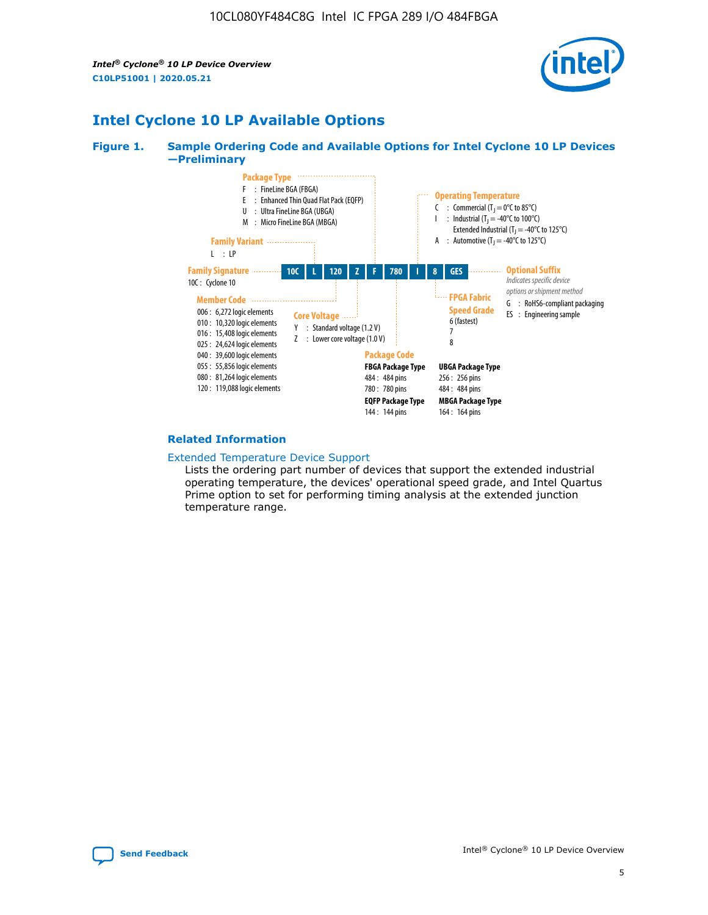## Intel Cyclone 10 LP Available Options

**Figure 1. Sample Ordering Code and Available Options for Intel Cyclone 10 LP Devices —Preliminary**

| 10C | L | 120 | Z | F | 780 | I | 8 | GES |
|---|---|---|---|---|---|---|---|---|

**Family Signature**
10C : Cyclone 10

**Family Variant**
L : LP

**Member Code**
- 006 : 6,272 logic elements
- 010 : 10,320 logic elements
- 016 : 15,408 logic elements
- 025 : 24,624 logic elements
- 040 : 39,600 logic elements
- 055 : 55,856 logic elements
- 080 : 81,264 logic elements
- 120 : 119,088 logic elements

**Core Voltage**
- Y : Standard voltage (1.2 V)
- Z : Lower core voltage (1.0 V)

**Package Type**
- F : FineLine BGA (FBGA)
- E : Enhanced Thin Quad Flat Pack (EQFP)
- U : Ultra FineLine BGA (UBGA)
- M : Micro FineLine BGA (MBGA)

**Package Code**

**FBGA Package Type**
- 484 : 484 pins
- 780 : 780 pins

**EQFP Package Type**
- 144 : 144 pins

**UBGA Package Type**
- 256 : 256 pins
- 484 : 484 pins

**MBGA Package Type**
- 164 : 164 pins

**Operating Temperature**
- C : Commercial ($T_J$ = 0°C to 85°C)
- I : Industrial ($T_J$ = -40°C to 100°C)
  Extended Industrial ($T_J$ = -40°C to 125°C)
- A : Automotive ($T_J$ = -40°C to 125°C)

**FPGA Fabric Speed Grade**
- 6 (fastest)
- 7
- 8

**Optional Suffix**
*Indicates specific device options or shipment method*
- G : RoHS6-compliant packaging
- ES : Engineering sample

### Related Information

Extended Temperature Device Support
Lists the ordering part number of devices that support the extended industrial operating temperature, the devices' operational speed grade, and Intel Quartus Prime option to set for performing timing analysis at the extended junction temperature range.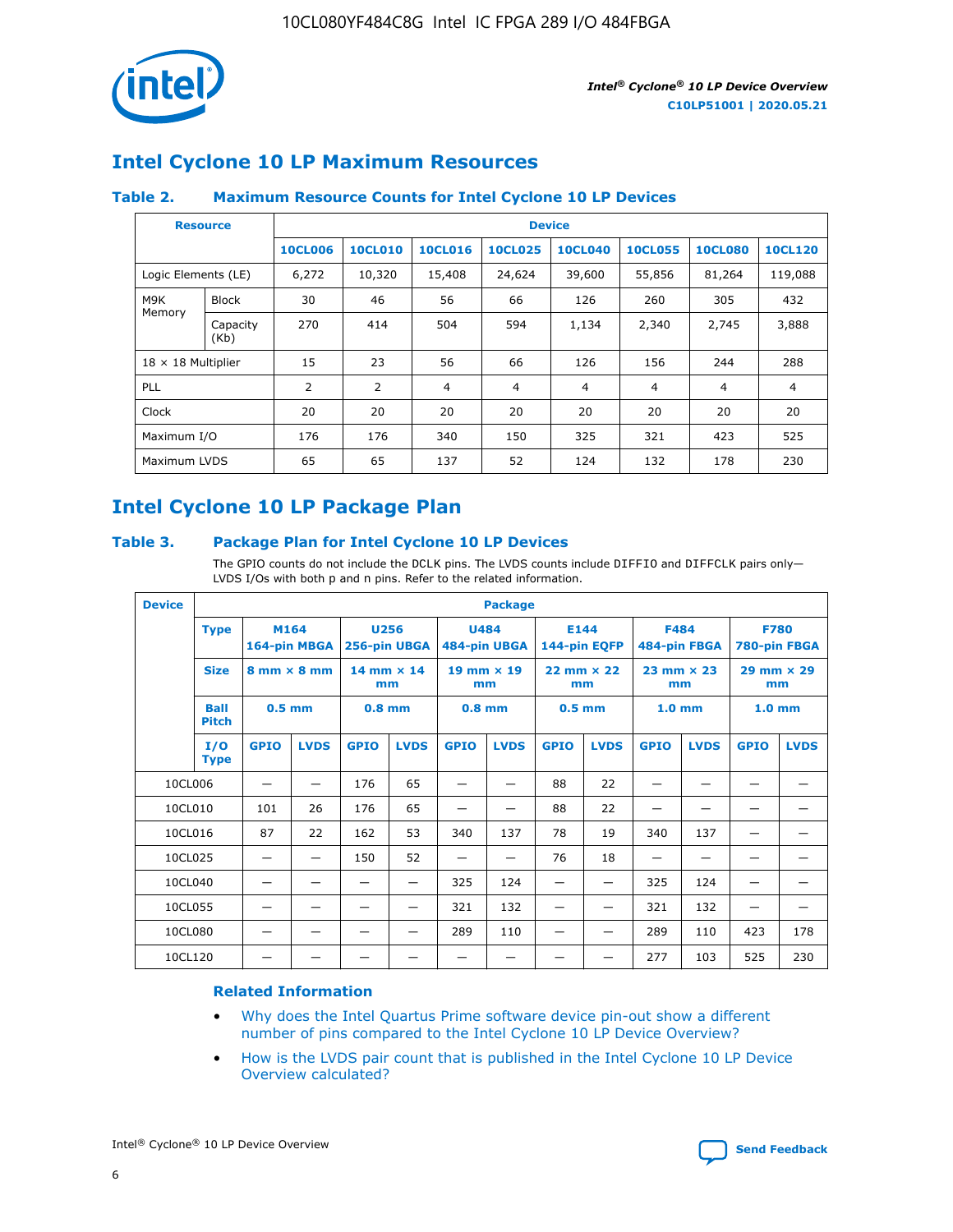## Intel Cyclone 10 LP Maximum Resources

### Table 2. Maximum Resource Counts for Intel Cyclone 10 LP Devices

| Resource | | Device | | | | | | | |
|---|---|---|---|---|---|---|---|---|---|
| | | 10CL006 | 10CL010 | 10CL016 | 10CL025 | 10CL040 | 10CL055 | 10CL080 | 10CL120 |
| Logic Elements (LE) | | 6,272 | 10,320 | 15,408 | 24,624 | 39,600 | 55,856 | 81,264 | 119,088 |
| M9K Memory | Block | 30 | 46 | 56 | 66 | 126 | 260 | 305 | 432 |
| | Capacity (Kb) | 270 | 414 | 504 | 594 | 1,134 | 2,340 | 2,745 | 3,888 |
| 18 × 18 Multiplier | | 15 | 23 | 56 | 66 | 126 | 156 | 244 | 288 |
| PLL | | 2 | 2 | 4 | 4 | 4 | 4 | 4 | 4 |
| Clock | | 20 | 20 | 20 | 20 | 20 | 20 | 20 | 20 |
| Maximum I/O | | 176 | 176 | 340 | 150 | 325 | 321 | 423 | 525 |
| Maximum LVDS | | 65 | 65 | 137 | 52 | 124 | 132 | 178 | 230 |

## Intel Cyclone 10 LP Package Plan

### Table 3. Package Plan for Intel Cyclone 10 LP Devices

The GPIO counts do not include the DCLK pins. The LVDS counts include DIFFIO and DIFFCLK pairs only—LVDS I/Os with both p and n pins. Refer to the related information.

| Device | Package | | | | | | | | | | | | |
|---|---|---|---|---|---|---|---|---|---|---|---|---|---|
| | Type | M164 164-pin MBGA | | U256 256-pin UBGA | | U484 484-pin UBGA | | E144 144-pin EQFP | | F484 484-pin FBGA | | F780 780-pin FBGA | |
| | Size | 8 mm × 8 mm | | 14 mm × 14 mm | | 19 mm × 19 mm | | 22 mm × 22 mm | | 23 mm × 23 mm | | 29 mm × 29 mm | |
| | Ball Pitch | 0.5 mm | | 0.8 mm | | 0.8 mm | | 0.5 mm | | 1.0 mm | | 1.0 mm | |
| | I/O Type | GPIO | LVDS | GPIO | LVDS | GPIO | LVDS | GPIO | LVDS | GPIO | LVDS | GPIO | LVDS |
| 10CL006 | | — | — | 176 | 65 | — | — | 88 | 22 | — | — | — | — |
| 10CL010 | | 101 | 26 | 176 | 65 | — | — | 88 | 22 | — | — | — | — |
| 10CL016 | | 87 | 22 | 162 | 53 | 340 | 137 | 78 | 19 | 340 | 137 | — | — |
| 10CL025 | | — | — | 150 | 52 | — | — | 76 | 18 | — | — | — | — |
| 10CL040 | | — | — | — | — | 325 | 124 | — | — | 325 | 124 | — | — |
| 10CL055 | | — | — | — | — | 321 | 132 | — | — | 321 | 132 | — | — |
| 10CL080 | | — | — | — | — | 289 | 110 | — | — | 289 | 110 | 423 | 178 |
| 10CL120 | | — | — | — | — | — | — | — | — | 277 | 103 | 525 | 230 |

### Related Information

- Why does the Intel Quartus Prime software device pin-out show a different number of pins compared to the Intel Cyclone 10 LP Device Overview?
- How is the LVDS pair count that is published in the Intel Cyclone 10 LP Device Overview calculated?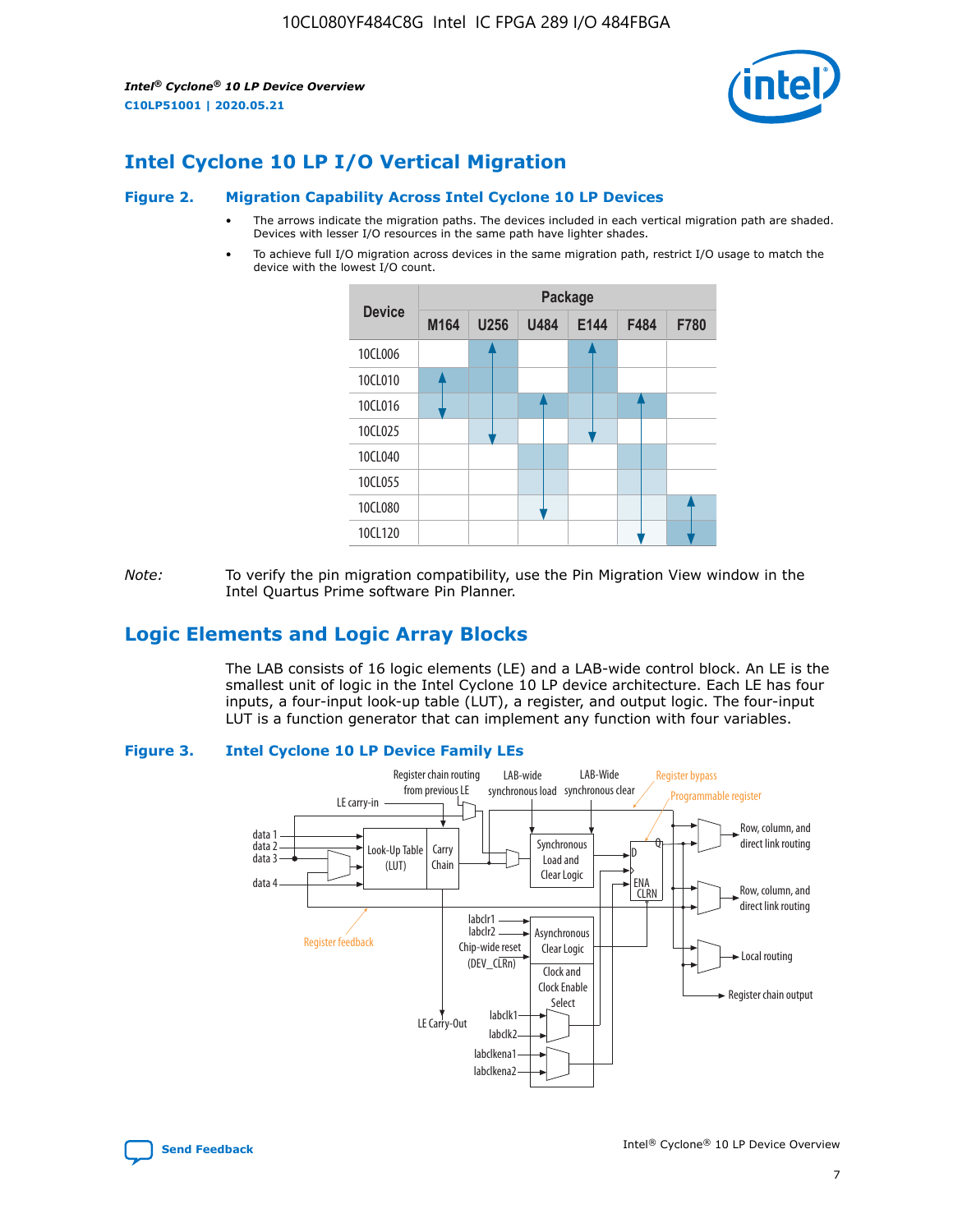## Intel Cyclone 10 LP I/O Vertical Migration

**Figure 2. Migration Capability Across Intel Cyclone 10 LP Devices**

- The arrows indicate the migration paths. The devices included in each vertical migration path are shaded. Devices with lesser I/O resources in the same path have lighter shades.
- To achieve full I/O migration across devices in the same migration path, restrict I/O usage to match the device with the lowest I/O count.

| Device | Package | | | | | |
|---|---|---|---|---|---|---|
| | M164 | U256 | U484 | E144 | F484 | F780 |
| 10CL006 | | | | | | |
| 10CL010 | | | | | | |
| 10CL016 | | | | | | |
| 10CL025 | | | | | | |
| 10CL040 | | | | | | |
| 10CL055 | | | | | | |
| 10CL080 | | | | | | |
| 10CL120 | | | | | | |

*Note:* To verify the pin migration compatibility, use the Pin Migration View window in the Intel Quartus Prime software Pin Planner.

## Logic Elements and Logic Array Blocks

The LAB consists of 16 logic elements (LE) and a LAB-wide control block. An LE is the smallest unit of logic in the Intel Cyclone 10 LP device architecture. Each LE has four inputs, a four-input look-up table (LUT), a register, and output logic. The four-input LUT is a function generator that can implement any function with four variables.

**Figure 3. Intel Cyclone 10 LP Device Family LEs**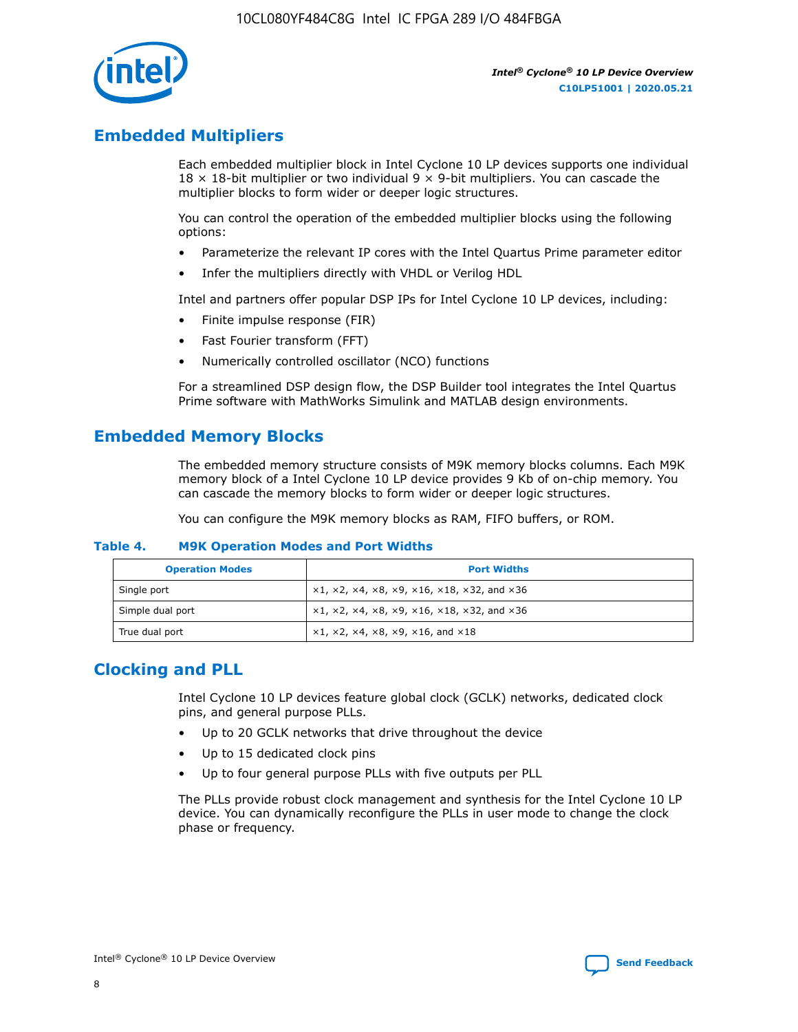## Embedded Multipliers

Each embedded multiplier block in Intel Cyclone 10 LP devices supports one individual 18 × 18-bit multiplier or two individual 9 × 9-bit multipliers. You can cascade the multiplier blocks to form wider or deeper logic structures.

You can control the operation of the embedded multiplier blocks using the following options:

- Parameterize the relevant IP cores with the Intel Quartus Prime parameter editor
- Infer the multipliers directly with VHDL or Verilog HDL

Intel and partners offer popular DSP IPs for Intel Cyclone 10 LP devices, including:

- Finite impulse response (FIR)
- Fast Fourier transform (FFT)
- Numerically controlled oscillator (NCO) functions

For a streamlined DSP design flow, the DSP Builder tool integrates the Intel Quartus Prime software with MathWorks Simulink and MATLAB design environments.

## Embedded Memory Blocks

The embedded memory structure consists of M9K memory blocks columns. Each M9K memory block of a Intel Cyclone 10 LP device provides 9 Kb of on-chip memory. You can cascade the memory blocks to form wider or deeper logic structures.

You can configure the M9K memory blocks as RAM, FIFO buffers, or ROM.

**Table 4. M9K Operation Modes and Port Widths**

| Operation Modes | Port Widths |
|---|---|
| Single port | ×1, ×2, ×4, ×8, ×9, ×16, ×18, ×32, and ×36 |
| Simple dual port | ×1, ×2, ×4, ×8, ×9, ×16, ×18, ×32, and ×36 |
| True dual port | ×1, ×2, ×4, ×8, ×9, ×16, and ×18 |

## Clocking and PLL

Intel Cyclone 10 LP devices feature global clock (GCLK) networks, dedicated clock pins, and general purpose PLLs.

- Up to 20 GCLK networks that drive throughout the device
- Up to 15 dedicated clock pins
- Up to four general purpose PLLs with five outputs per PLL

The PLLs provide robust clock management and synthesis for the Intel Cyclone 10 LP device. You can dynamically reconfigure the PLLs in user mode to change the clock phase or frequency.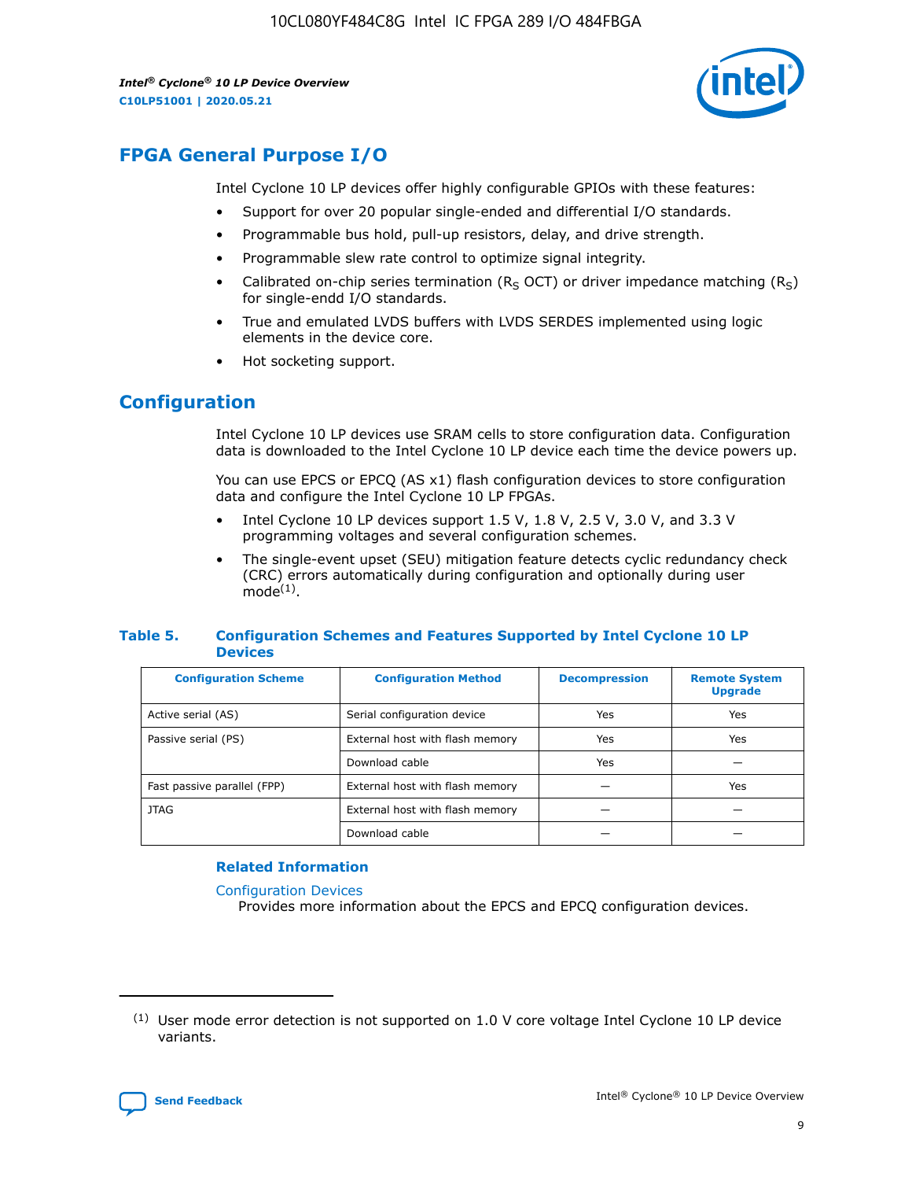## FPGA General Purpose I/O

Intel Cyclone 10 LP devices offer highly configurable GPIOs with these features:

- Support for over 20 popular single-ended and differential I/O standards.
- Programmable bus hold, pull-up resistors, delay, and drive strength.
- Programmable slew rate control to optimize signal integrity.
- Calibrated on-chip series termination ($R_S$ OCT) or driver impedance matching ($R_S$) for single-endd I/O standards.
- True and emulated LVDS buffers with LVDS SERDES implemented using logic elements in the device core.
- Hot socketing support.

## Configuration

Intel Cyclone 10 LP devices use SRAM cells to store configuration data. Configuration data is downloaded to the Intel Cyclone 10 LP device each time the device powers up.

You can use EPCS or EPCQ (AS x1) flash configuration devices to store configuration data and configure the Intel Cyclone 10 LP FPGAs.

- Intel Cyclone 10 LP devices support 1.5 V, 1.8 V, 2.5 V, 3.0 V, and 3.3 V programming voltages and several configuration schemes.
- The single-event upset (SEU) mitigation feature detects cyclic redundancy check (CRC) errors automatically during configuration and optionally during user mode[(1)].

**Table 5. Configuration Schemes and Features Supported by Intel Cyclone 10 LP Devices**

| Configuration Scheme | Configuration Method | Decompression | Remote System Upgrade |
|---|---|---|---|
| Active serial (AS) | Serial configuration device | Yes | Yes |
| Passive serial (PS) | External host with flash memory | Yes | Yes |
| | Download cable | Yes | — |
| Fast passive parallel (FPP) | External host with flash memory | — | Yes |
| JTAG | External host with flash memory | — | — |
| | Download cable | — | — |

### Related Information

Configuration Devices
Provides more information about the EPCS and EPCQ configuration devices.

(1) User mode error detection is not supported on 1.0 V core voltage Intel Cyclone 10 LP device variants.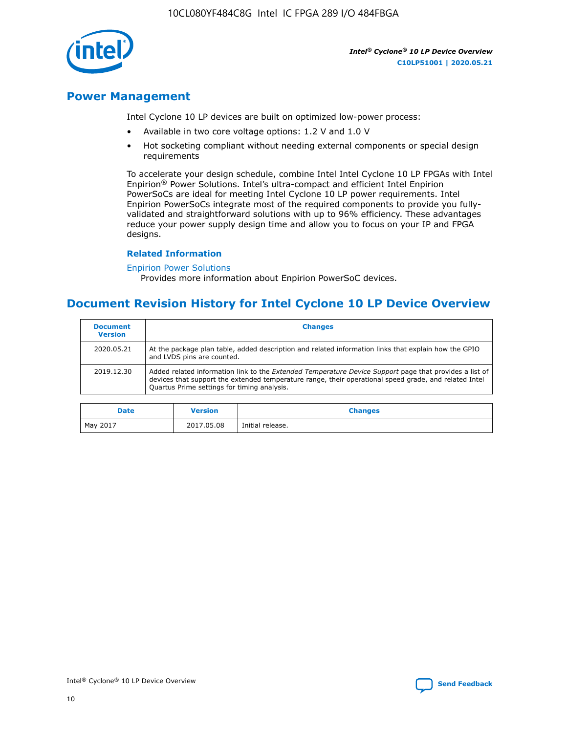## Power Management

Intel Cyclone 10 LP devices are built on optimized low-power process:

- Available in two core voltage options: 1.2 V and 1.0 V
- Hot socketing compliant without needing external components or special design requirements

To accelerate your design schedule, combine Intel Intel Cyclone 10 LP FPGAs with Intel Enpirion® Power Solutions. Intel's ultra-compact and efficient Intel Enpirion PowerSoCs are ideal for meeting Intel Cyclone 10 LP power requirements. Intel Enpirion PowerSoCs integrate most of the required components to provide you fully-validated and straightforward solutions with up to 96% efficiency. These advantages reduce your power supply design time and allow you to focus on your IP and FPGA designs.

### Related Information

Enpirion Power Solutions
Provides more information about Enpirion PowerSoC devices.

## Document Revision History for Intel Cyclone 10 LP Device Overview

| Document Version | Changes |
| --- | --- |
| 2020.05.21 | At the package plan table, added description and related information links that explain how the GPIO and LVDS pins are counted. |
| 2019.12.30 | Added related information link to the *Extended Temperature Device Support* page that provides a list of devices that support the extended temperature range, their operational speed grade, and related Intel Quartus Prime settings for timing analysis. |

| Date | Version | Changes |
| --- | --- | --- |
| May 2017 | 2017.05.08 | Initial release. |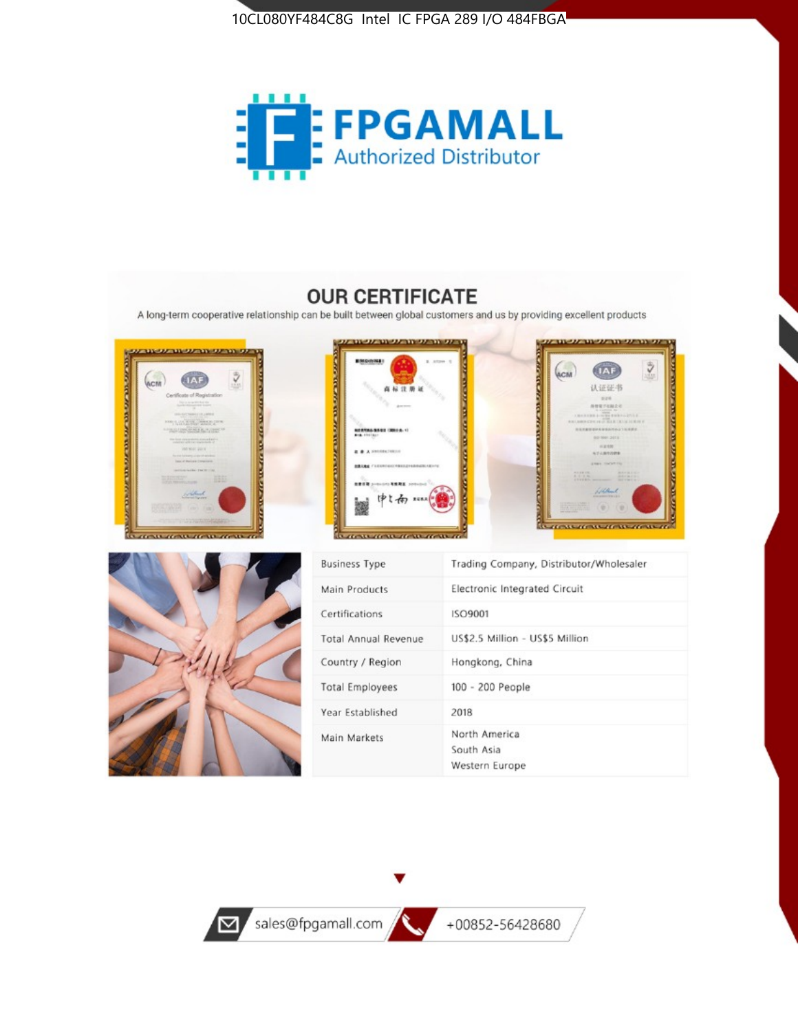FPGAMALL

Authorized Distributor

## OUR CERTIFICATE

A long-term cooperative relationship can be built between global customers and us by providing excellent products

| | |
|---|---|
| Business Type | Trading Company, Distributor/Wholesaler |
| Main Products | Electronic Integrated Circuit |
| Certifications | ISO9001 |
| Total Annual Revenue | US$2.5 Million - US$5 Million |
| Country / Region | Hongkong, China |
| Total Employees | 100 - 200 People |
| Year Established | 2018 |
| Main Markets | North America<br>South Asia<br>Western Europe |

sales@fpgamall.com

+00852-56428680